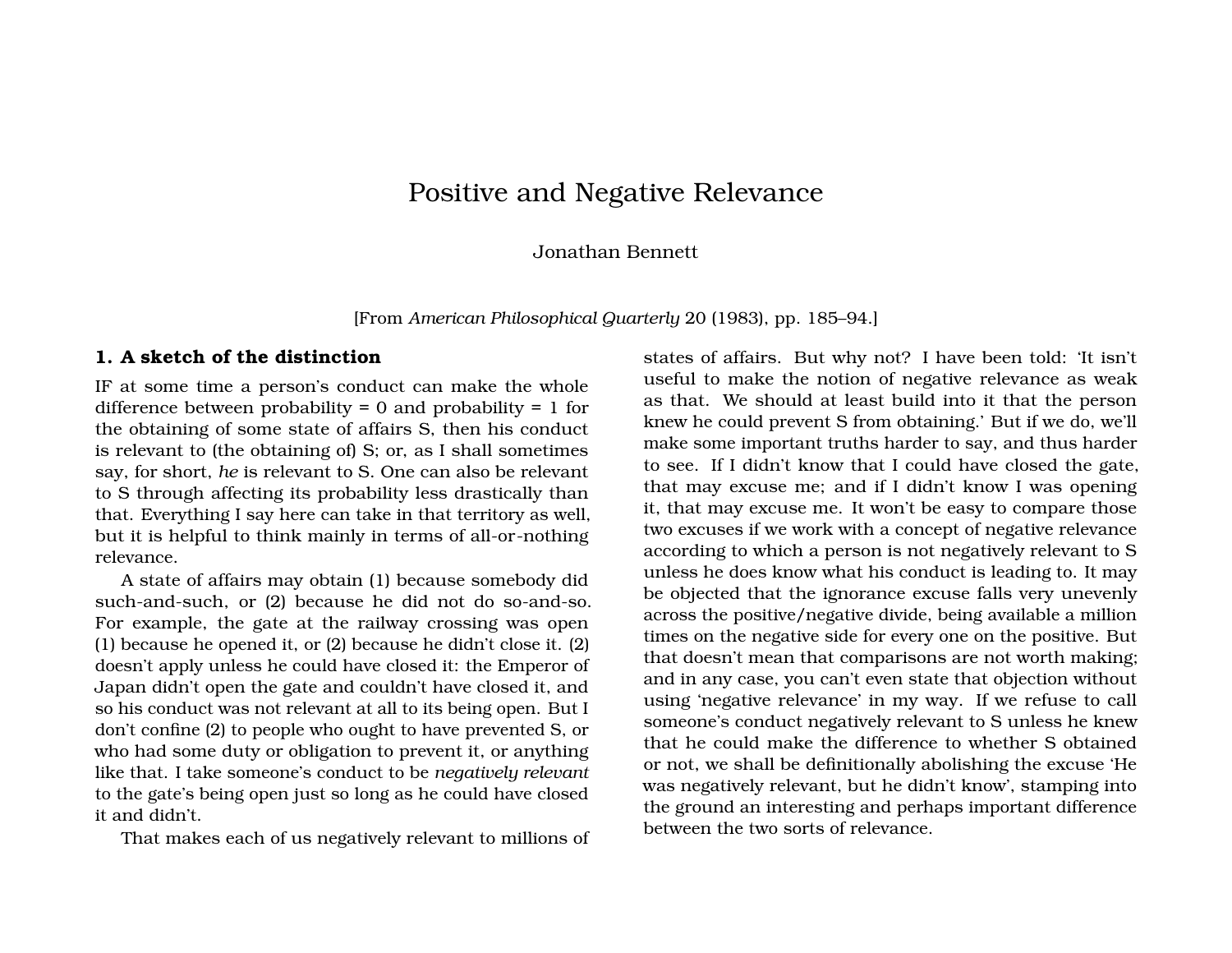# Positive and Negative Relevance

Jonathan Bennett

[From *American Philosophical Quarterly* 20 (1983), pp. 185–94.]

## 1. A sketch of the distinction

IF at some time a person's conduct can make the whole difference between probability = 0 and probability = 1 for the obtaining of some state of affairs S, then his conduct is relevant to (the obtaining of) S; or, as I shall sometimes say, for short, *he* is relevant to S. One can also be relevant to S through affecting its probability less drastically than that. Everything I say here can take in that territory as well, but it is helpful to think mainly in terms of all-or-nothing relevance.

A state of affairs may obtain (1) because somebody did such-and-such, or (2) because he did not do so-and-so. For example, the gate at the railway crossing was open (1) because he opened it, or (2) because he didn't close it. (2) doesn't apply unless he could have closed it: the Emperor of Japan didn't open the gate and couldn't have closed it, and so his conduct was not relevant at all to its being open. But I don't confine (2) to people who ought to have prevented S, or who had some duty or obligation to prevent it, or anything like that. I take someone's conduct to be *negatively relevant* to the gate's being open just so long as he could have closed it and didn't.

That makes each of us negatively relevant to millions of states of affairs. But why not? I have been told: 'It isn't useful to make the notion of negative relevance as weak as that. We should at least build into it that the person knew he could prevent S from obtaining.' But if we do, we'll make some important truths harder to say, and thus harder to see. If I didn't know that I could have closed the gate, that may excuse me; and if I didn't know I was opening it, that may excuse me. It won't be easy to compare those two excuses if we work with a concept of negative relevance according to which a person is not negatively relevant to S unless he does know what his conduct is leading to. It may be objected that the ignorance excuse falls very unevenly across the positive/negative divide, being available a million times on the negative side for every one on the positive. But that doesn't mean that comparisons are not worth making; and in any case, you can't even state that objection without using 'negative relevance' in my way. If we refuse to call someone's conduct negatively relevant to S unless he knew that he could make the difference to whether S obtained or not, we shall be definitionally abolishing the excuse 'He was negatively relevant, but he didn't know', stamping into the ground an interesting and perhaps important difference between the two sorts of relevance.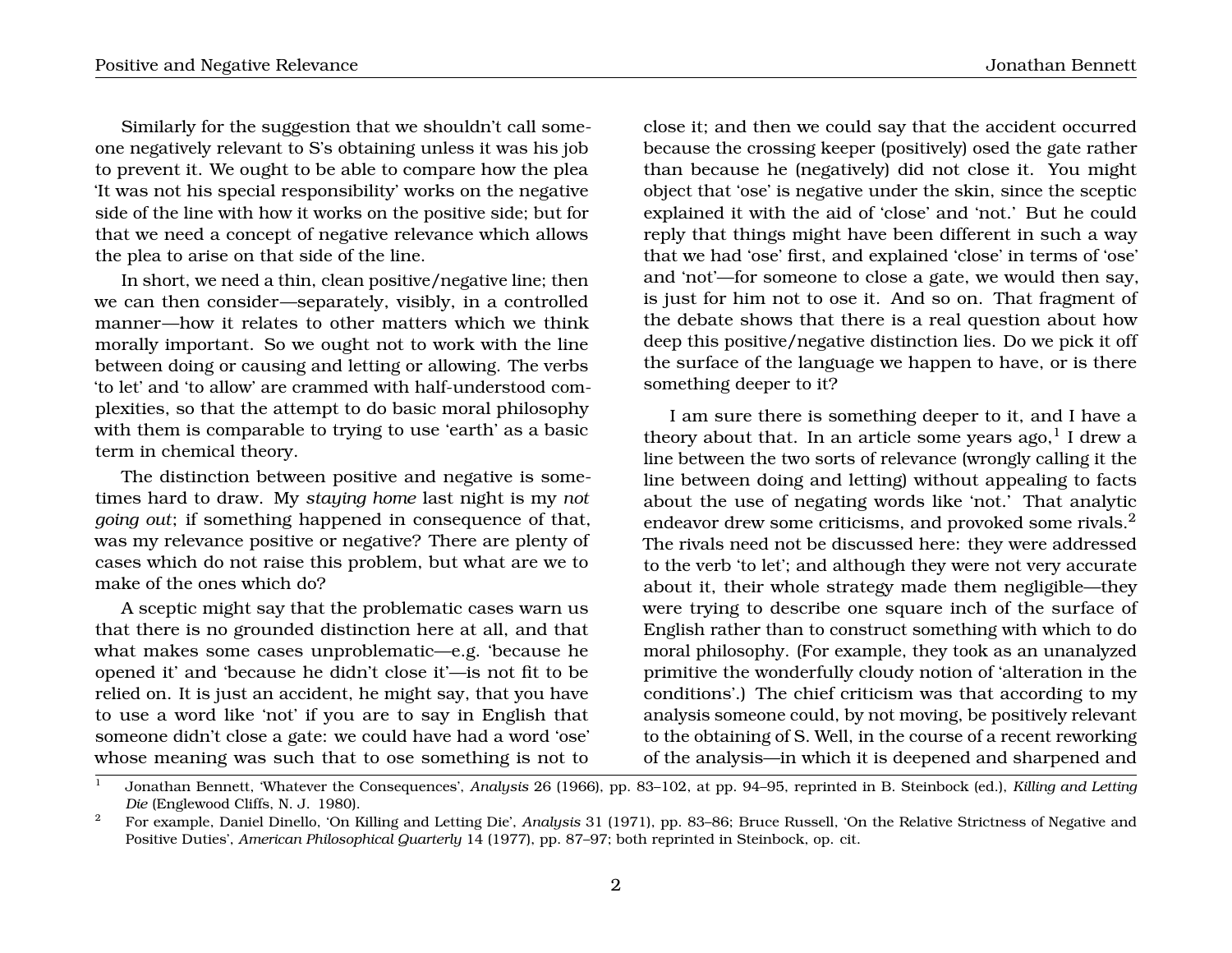Similarly for the suggestion that we shouldn't call someone negatively relevant to S's obtaining unless it was his job to prevent it. We ought to be able to compare how the plea 'It was not his special responsibility' works on the negative side of the line with how it works on the positive side; but for that we need a concept of negative relevance which allows the plea to arise on that side of the line.

In short, we need a thin, clean positive/negative line; then we can then consider—separately, visibly, in a controlled manner—how it relates to other matters which we think morally important. So we ought not to work with the line between doing or causing and letting or allowing. The verbs 'to let' and 'to allow' are crammed with half-understood complexities, so that the attempt to do basic moral philosophy with them is comparable to trying to use 'earth' as a basic term in chemical theory.

The distinction between positive and negative is sometimes hard to draw. My *staying home* last night is my *not going out*; if something happened in consequence of that, was my relevance positive or negative? There are plenty of cases which do not raise this problem, but what are we to make of the ones which do?

A sceptic might say that the problematic cases warn us that there is no grounded distinction here at all, and that what makes some cases unproblematic—e.g. 'because he opened it' and 'because he didn't close it'—is not fit to be relied on. It is just an accident, he might say, that you have to use a word like 'not' if you are to say in English that someone didn't close a gate: we could have had a word 'ose' whose meaning was such that to ose something is not to close it; and then we could say that the accident occurred because the crossing keeper (positively) osed the gate rather than because he (negatively) did not close it. You might object that 'ose' is negative under the skin, since the sceptic explained it with the aid of 'close' and 'not.' But he could reply that things might have been different in such a way that we had 'ose' first, and explained 'close' in terms of 'ose' and 'not'—for someone to close a gate, we would then say, is just for him not to ose it. And so on. That fragment of the debate shows that there is a real question about how deep this positive/negative distinction lies. Do we pick it off the surface of the language we happen to have, or is there something deeper to it?

I am sure there is something deeper to it, and I have a theory about that. In an article some years ago,[1] I drew a line between the two sorts of relevance (wrongly calling it the line between doing and letting) without appealing to facts about the use of negating words like 'not.' That analytic endeavor drew some criticisms, and provoked some rivals.[2] The rivals need not be discussed here: they were addressed to the verb 'to let'; and although they were not very accurate about it, their whole strategy made them negligible—they were trying to describe one square inch of the surface of English rather than to construct something with which to do moral philosophy. (For example, they took as an unanalyzed primitive the wonderfully cloudy notion of 'alteration in the conditions'.) The chief criticism was that according to my analysis someone could, by not moving, be positively relevant to the obtaining of S. Well, in the course of a recent reworking of the analysis—in which it is deepened and sharpened and

---

[1] Jonathan Bennett, 'Whatever the Consequences', *Analysis* 26 (1966), pp. 83–102, at pp. 94–95, reprinted in B. Steinbock (ed.), *Killing and Letting Die* (Englewood Cliffs, N. J. 1980).

[2] For example, Daniel Dinello, 'On Killing and Letting Die', *Analysis* 31 (1971), pp. 83–86; Bruce Russell, 'On the Relative Strictness of Negative and Positive Duties', *American Philosophical Quarterly* 14 (1977), pp. 87–97; both reprinted in Steinbock, op. cit.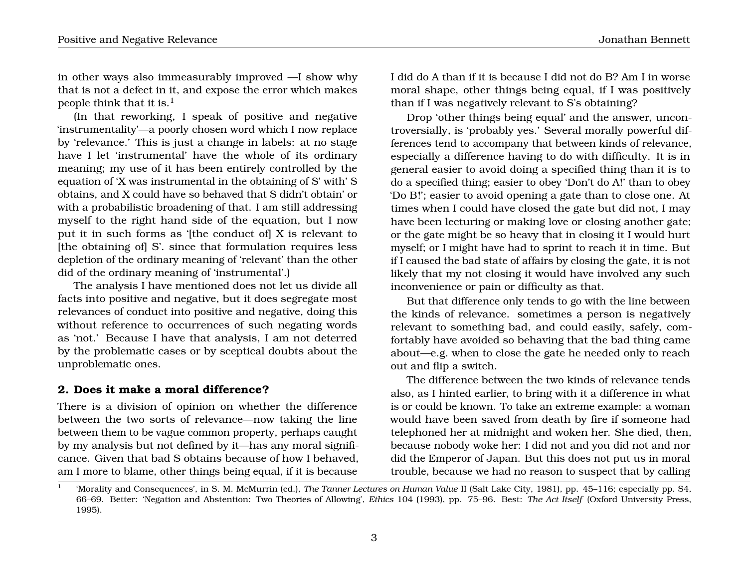in other ways also immeasurably improved —I show why that is not a defect in it, and expose the error which makes people think that it is.[1]

(In that reworking, I speak of positive and negative 'instrumentality'—a poorly chosen word which I now replace by 'relevance.' This is just a change in labels: at no stage have I let 'instrumental' have the whole of its ordinary meaning; my use of it has been entirely controlled by the equation of 'X was instrumental in the obtaining of S' with' S obtains, and X could have so behaved that S didn't obtain' or with a probabilistic broadening of that. I am still addressing myself to the right hand side of the equation, but I now put it in such forms as '[the conduct of] X is relevant to [the obtaining of] S'. since that formulation requires less depletion of the ordinary meaning of 'relevant' than the other did of the ordinary meaning of 'instrumental'.)

The analysis I have mentioned does not let us divide all facts into positive and negative, but it does segregate most relevances of conduct into positive and negative, doing this without reference to occurrences of such negating words as 'not.' Because I have that analysis, I am not deterred by the problematic cases or by sceptical doubts about the unproblematic ones.

## 2. Does it make a moral difference?

There is a division of opinion on whether the difference between the two sorts of relevance—now taking the line between them to be vague common property, perhaps caught by my analysis but not defined by it—has any moral significance. Given that bad S obtains because of how I behaved, am I more to blame, other things being equal, if it is because I did do A than if it is because I did not do B? Am I in worse moral shape, other things being equal, if I was positively than if I was negatively relevant to S's obtaining?

Drop 'other things being equal' and the answer, uncontroversially, is 'probably yes.' Several morally powerful differences tend to accompany that between kinds of relevance, especially a difference having to do with difficulty. It is in general easier to avoid doing a specified thing than it is to do a specified thing; easier to obey 'Don't do A!' than to obey 'Do B!'; easier to avoid opening a gate than to close one. At times when I could have closed the gate but did not, I may have been lecturing or making love or closing another gate; or the gate might be so heavy that in closing it I would hurt myself; or I might have had to sprint to reach it in time. But if I caused the bad state of affairs by closing the gate, it is not likely that my not closing it would have involved any such inconvenience or pain or difficulty as that.

But that difference only tends to go with the line between the kinds of relevance. sometimes a person is negatively relevant to something bad, and could easily, safely, comfortably have avoided so behaving that the bad thing came about—e.g. when to close the gate he needed only to reach out and flip a switch.

The difference between the two kinds of relevance tends also, as I hinted earlier, to bring with it a difference in what is or could be known. To take an extreme example: a woman would have been saved from death by fire if someone had telephoned her at midnight and woken her. She died, then, because nobody woke her: I did not and you did not and nor did the Emperor of Japan. But this does not put us in moral trouble, because we had no reason to suspect that by calling

---

[1] 'Morality and Consequences', in S. M. McMurrin (ed.), *The Tanner Lectures on Human Value* II (Salt Lake City, 1981), pp. 45–116; especially pp. S4, 66–69. Better: 'Negation and Abstention: Two Theories of Allowing', *Ethics* 104 (1993), pp. 75–96. Best: *The Act Itself* (Oxford University Press, 1995).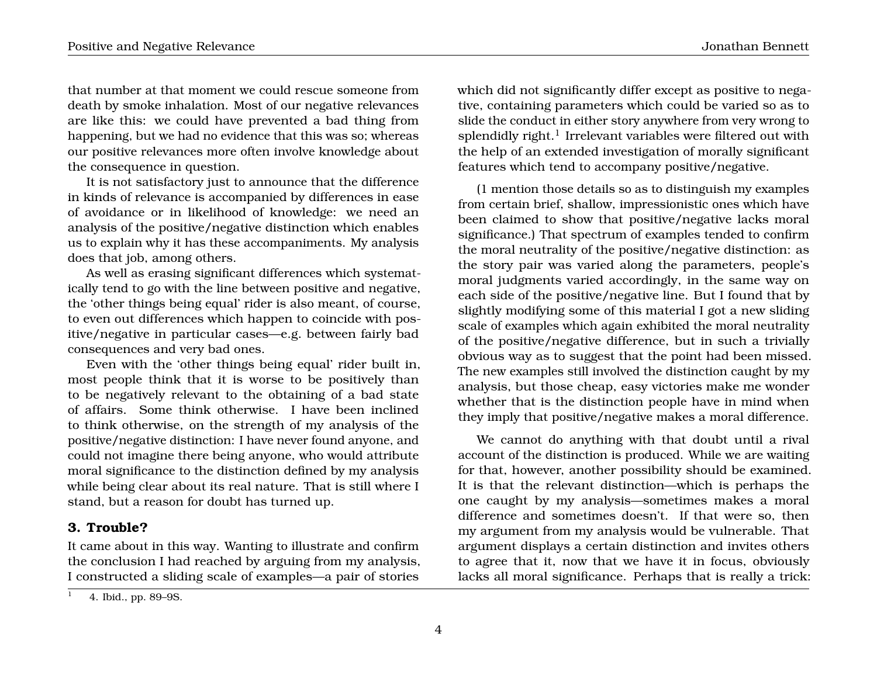that number at that moment we could rescue someone from death by smoke inhalation. Most of our negative relevances are like this: we could have prevented a bad thing from happening, but we had no evidence that this was so; whereas our positive relevances more often involve knowledge about the consequence in question.

It is not satisfactory just to announce that the difference in kinds of relevance is accompanied by differences in ease of avoidance or in likelihood of knowledge: we need an analysis of the positive/negative distinction which enables us to explain why it has these accompaniments. My analysis does that job, among others.

As well as erasing significant differences which systematically tend to go with the line between positive and negative, the 'other things being equal' rider is also meant, of course, to even out differences which happen to coincide with positive/negative in particular cases—e.g. between fairly bad consequences and very bad ones.

Even with the 'other things being equal' rider built in, most people think that it is worse to be positively than to be negatively relevant to the obtaining of a bad state of affairs. Some think otherwise. I have been inclined to think otherwise, on the strength of my analysis of the positive/negative distinction: I have never found anyone, and could not imagine there being anyone, who would attribute moral significance to the distinction defined by my analysis while being clear about its real nature. That is still where I stand, but a reason for doubt has turned up.

## 3. Trouble?

It came about in this way. Wanting to illustrate and confirm the conclusion I had reached by arguing from my analysis, I constructed a sliding scale of examples—a pair of stories which did not significantly differ except as positive to negative, containing parameters which could be varied so as to slide the conduct in either story anywhere from very wrong to splendidly right.[1] Irrelevant variables were filtered out with the help of an extended investigation of morally significant features which tend to accompany positive/negative.

(1 mention those details so as to distinguish my examples from certain brief, shallow, impressionistic ones which have been claimed to show that positive/negative lacks moral significance.) That spectrum of examples tended to confirm the moral neutrality of the positive/negative distinction: as the story pair was varied along the parameters, people's moral judgments varied accordingly, in the same way on each side of the positive/negative line. But I found that by slightly modifying some of this material I got a new sliding scale of examples which again exhibited the moral neutrality of the positive/negative difference, but in such a trivially obvious way as to suggest that the point had been missed. The new examples still involved the distinction caught by my analysis, but those cheap, easy victories make me wonder whether that is the distinction people have in mind when they imply that positive/negative makes a moral difference.

We cannot do anything with that doubt until a rival account of the distinction is produced. While we are waiting for that, however, another possibility should be examined. It is that the relevant distinction—which is perhaps the one caught by my analysis—sometimes makes a moral difference and sometimes doesn't. If that were so, then my argument from my analysis would be vulnerable. That argument displays a certain distinction and invites others to agree that it, now that we have it in focus, obviously lacks all moral significance. Perhaps that is really a trick:

[1] 4. Ibid., pp. 89–9S.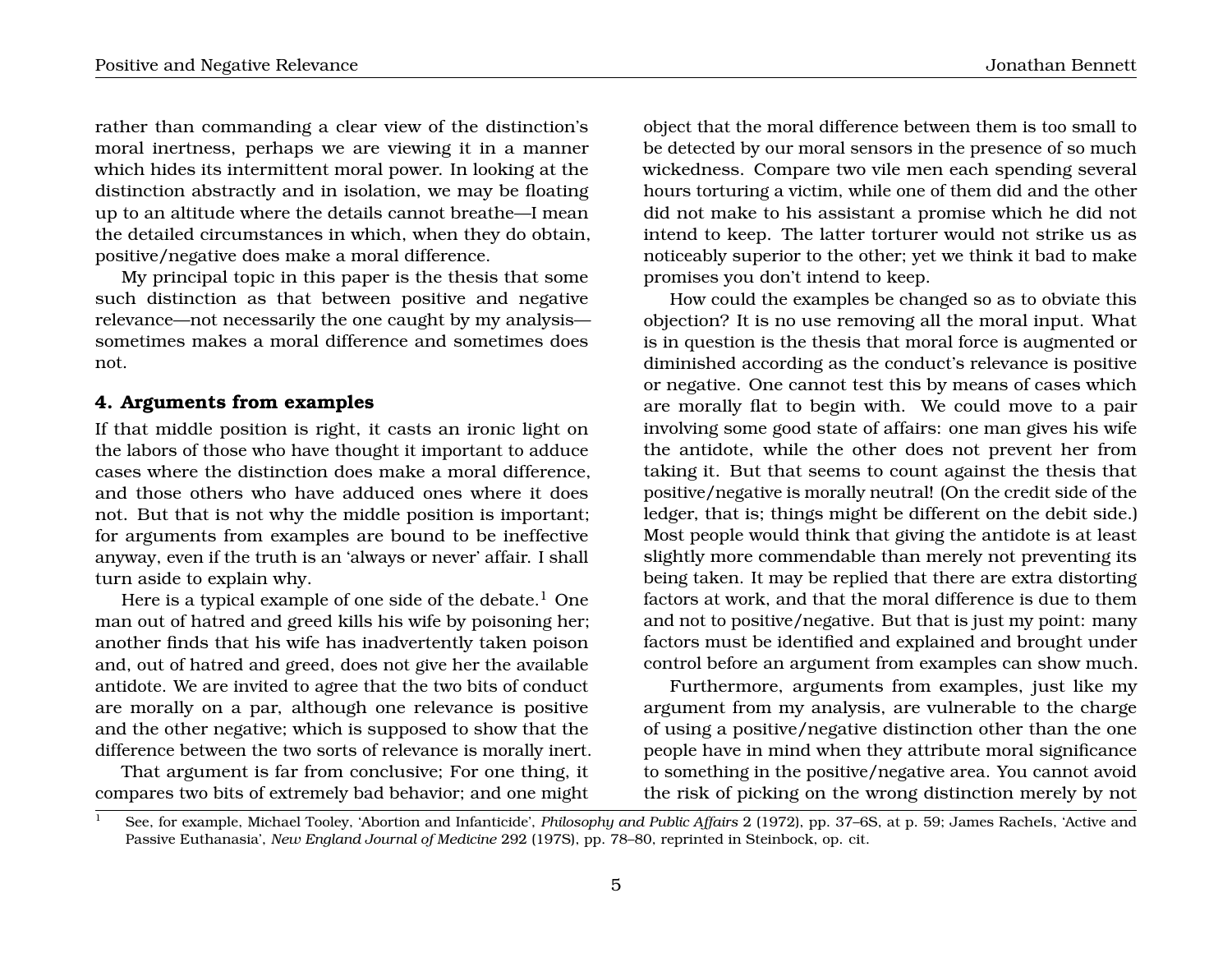rather than commanding a clear view of the distinction's moral inertness, perhaps we are viewing it in a manner which hides its intermittent moral power. In looking at the distinction abstractly and in isolation, we may be floating up to an altitude where the details cannot breathe—I mean the detailed circumstances in which, when they do obtain, positive/negative does make a moral difference.

My principal topic in this paper is the thesis that some such distinction as that between positive and negative relevance—not necessarily the one caught by my analysis—sometimes makes a moral difference and sometimes does not.

### 4. Arguments from examples

If that middle position is right, it casts an ironic light on the labors of those who have thought it important to adduce cases where the distinction does make a moral difference, and those others who have adduced ones where it does not. But that is not why the middle position is important; for arguments from examples are bound to be ineffective anyway, even if the truth is an 'always or never' affair. I shall turn aside to explain why.

Here is a typical example of one side of the debate.[1] One man out of hatred and greed kills his wife by poisoning her; another finds that his wife has inadvertently taken poison and, out of hatred and greed, does not give her the available antidote. We are invited to agree that the two bits of conduct are morally on a par, although one relevance is positive and the other negative; which is supposed to show that the difference between the two sorts of relevance is morally inert.

That argument is far from conclusive; For one thing, it compares two bits of extremely bad behavior; and one might object that the moral difference between them is too small to be detected by our moral sensors in the presence of so much wickedness. Compare two vile men each spending several hours torturing a victim, while one of them did and the other did not make to his assistant a promise which he did not intend to keep. The latter torturer would not strike us as noticeably superior to the other; yet we think it bad to make promises you don't intend to keep.

How could the examples be changed so as to obviate this objection? It is no use removing all the moral input. What is in question is the thesis that moral force is augmented or diminished according as the conduct's relevance is positive or negative. One cannot test this by means of cases which are morally flat to begin with. We could move to a pair involving some good state of affairs: one man gives his wife the antidote, while the other does not prevent her from taking it. But that seems to count against the thesis that positive/negative is morally neutral! (On the credit side of the ledger, that is; things might be different on the debit side.) Most people would think that giving the antidote is at least slightly more commendable than merely not preventing its being taken. It may be replied that there are extra distorting factors at work, and that the moral difference is due to them and not to positive/negative. But that is just my point: many factors must be identified and explained and brought under control before an argument from examples can show much.

Furthermore, arguments from examples, just like my argument from my analysis, are vulnerable to the charge of using a positive/negative distinction other than the one people have in mind when they attribute moral significance to something in the positive/negative area. You cannot avoid the risk of picking on the wrong distinction merely by not

---

[1] See, for example, Michael Tooley, 'Abortion and Infanticide', *Philosophy and Public Affairs* 2 (1972), pp. 37–6S, at p. 59; James Rachels, 'Active and Passive Euthanasia', *New England Journal of Medicine* 292 (197S), pp. 78–80, reprinted in Steinbock, op. cit.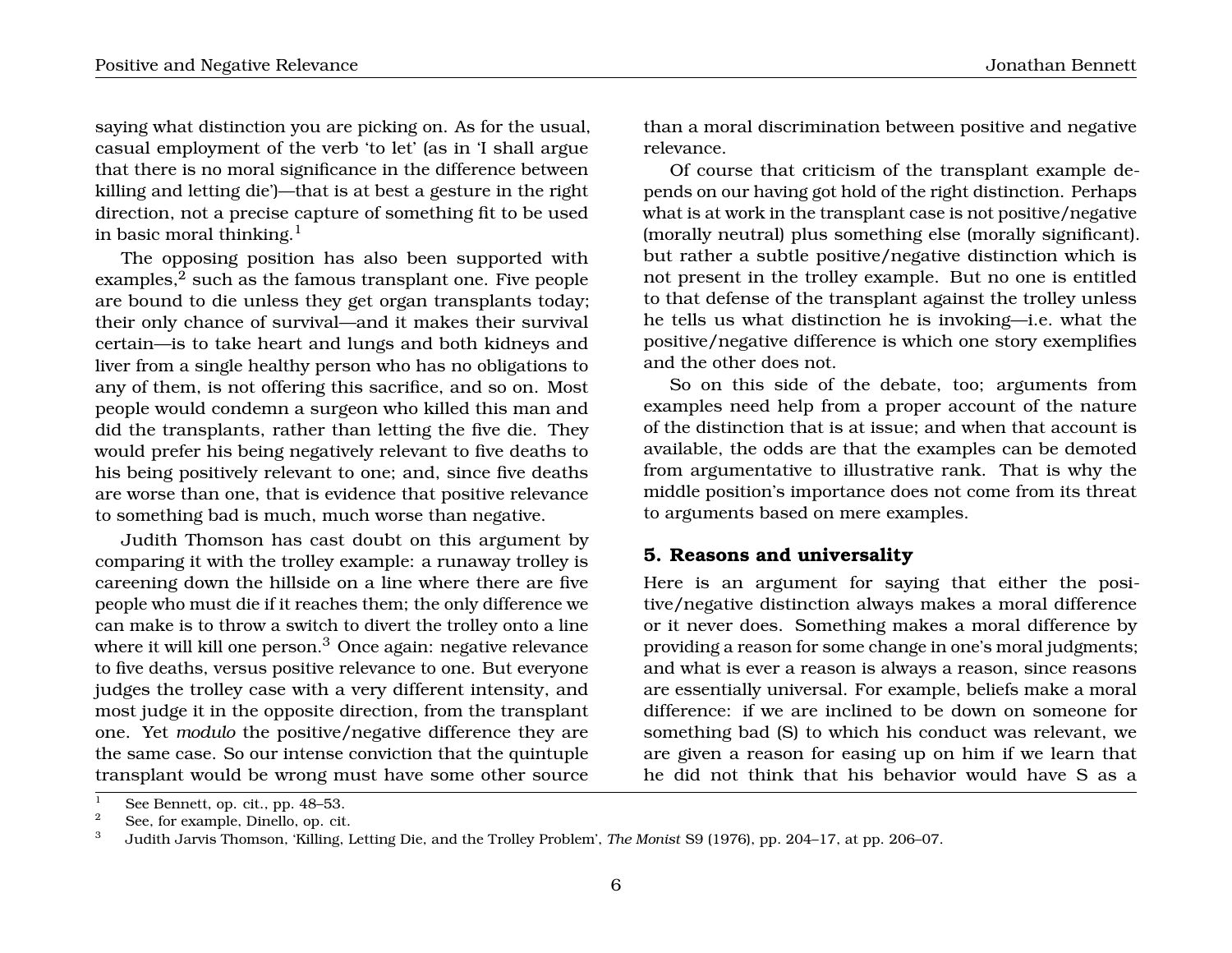saying what distinction you are picking on. As for the usual, casual employment of the verb 'to let' (as in 'I shall argue that there is no moral significance in the difference between killing and letting die')—that is at best a gesture in the right direction, not a precise capture of something fit to be used in basic moral thinking.[1]

The opposing position has also been supported with examples,[2] such as the famous transplant one. Five people are bound to die unless they get organ transplants today; their only chance of survival—and it makes their survival certain—is to take heart and lungs and both kidneys and liver from a single healthy person who has no obligations to any of them, is not offering this sacrifice, and so on. Most people would condemn a surgeon who killed this man and did the transplants, rather than letting the five die. They would prefer his being negatively relevant to five deaths to his being positively relevant to one; and, since five deaths are worse than one, that is evidence that positive relevance to something bad is much, much worse than negative.

Judith Thomson has cast doubt on this argument by comparing it with the trolley example: a runaway trolley is careening down the hillside on a line where there are five people who must die if it reaches them; the only difference we can make is to throw a switch to divert the trolley onto a line where it will kill one person.[3] Once again: negative relevance to five deaths, versus positive relevance to one. But everyone judges the trolley case with a very different intensity, and most judge it in the opposite direction, from the transplant one. Yet *modulo* the positive/negative difference they are the same case. So our intense conviction that the quintuple transplant would be wrong must have some other source than a moral discrimination between positive and negative relevance.

Of course that criticism of the transplant example depends on our having got hold of the right distinction. Perhaps what is at work in the transplant case is not positive/negative (morally neutral) plus something else (morally significant). but rather a subtle positive/negative distinction which is not present in the trolley example. But no one is entitled to that defense of the transplant against the trolley unless he tells us what distinction he is invoking—i.e. what the positive/negative difference is which one story exemplifies and the other does not.

So on this side of the debate, too; arguments from examples need help from a proper account of the nature of the distinction that is at issue; and when that account is available, the odds are that the examples can be demoted from argumentative to illustrative rank. That is why the middle position's importance does not come from its threat to arguments based on mere examples.

## 5. Reasons and universality

Here is an argument for saying that either the positive/negative distinction always makes a moral difference or it never does. Something makes a moral difference by providing a reason for some change in one's moral judgments; and what is ever a reason is always a reason, since reasons are essentially universal. For example, beliefs make a moral difference: if we are inclined to be down on someone for something bad (S) to which his conduct was relevant, we are given a reason for easing up on him if we learn that he did not think that his behavior would have S as a

---

[1] See Bennett, op. cit., pp. 48–53.

[2] See, for example, Dinello, op. cit.

[3] Judith Jarvis Thomson, 'Killing, Letting Die, and the Trolley Problem', *The Monist* S9 (1976), pp. 204–17, at pp. 206–07.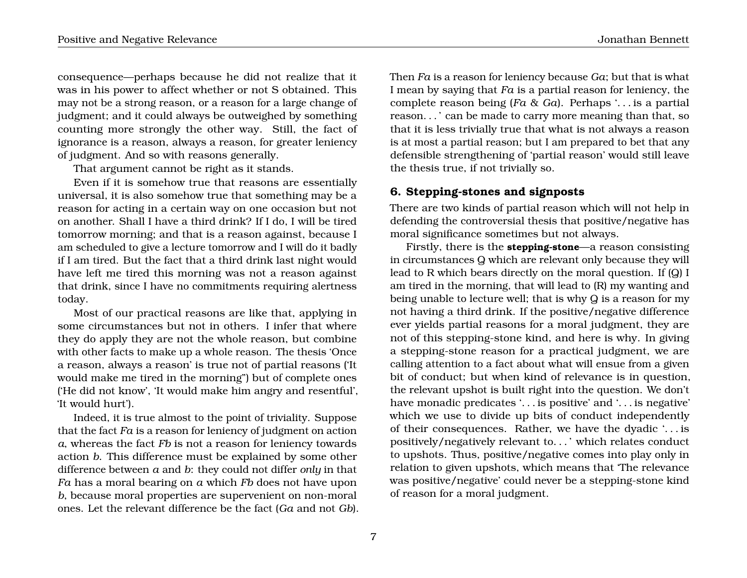consequence—perhaps because he did not realize that it was in his power to affect whether or not S obtained. This may not be a strong reason, or a reason for a large change of judgment; and it could always be outweighed by something counting more strongly the other way. Still, the fact of ignorance is a reason, always a reason, for greater leniency of judgment. And so with reasons generally.

That argument cannot be right as it stands.

Even if it is somehow true that reasons are essentially universal, it is also somehow true that something may be a reason for acting in a certain way on one occasion but not on another. Shall I have a third drink? If I do, I will be tired tomorrow morning; and that is a reason against, because I am scheduled to give a lecture tomorrow and I will do it badly if I am tired. But the fact that a third drink last night would have left me tired this morning was not a reason against that drink, since I have no commitments requiring alertness today.

Most of our practical reasons are like that, applying in some circumstances but not in others. I infer that where they do apply they are not the whole reason, but combine with other facts to make up a whole reason. The thesis 'Once a reason, always a reason' is true not of partial reasons ('It would make me tired in the morning") but of complete ones ('He did not know', 'It would make him angry and resentful', 'It would hurt').

Indeed, it is true almost to the point of triviality. Suppose that the fact *Fa* is a reason for leniency of judgment on action *a*, whereas the fact *Fb* is not a reason for leniency towards action *b*. This difference must be explained by some other difference between *a* and *b*: they could not differ *only* in that *Fa* has a moral bearing on *a* which *Fb* does not have upon *b*, because moral properties are supervenient on non-moral ones. Let the relevant difference be the fact (*Ga* and not *Gb*). Then *Fa* is a reason for leniency because *Ga*; but that is what I mean by saying that *Fa* is a partial reason for leniency, the complete reason being (*Fa* & *Ga*). Perhaps '. . . is a partial reason. . . ' can be made to carry more meaning than that, so that it is less trivially true that what is not always a reason is at most a partial reason; but I am prepared to bet that any defensible strengthening of 'partial reason' would still leave the thesis true, if not trivially so.

## 6. Stepping-stones and signposts

There are two kinds of partial reason which will not help in defending the controversial thesis that positive/negative has moral significance sometimes but not always.

Firstly, there is the **stepping-stone**—a reason consisting in circumstances Q which are relevant only because they will lead to R which bears directly on the moral question. If (Q) I am tired in the morning, that will lead to (R) my wanting and being unable to lecture well; that is why Q is a reason for my not having a third drink. If the positive/negative difference ever yields partial reasons for a moral judgment, they are not of this stepping-stone kind, and here is why. In giving a stepping-stone reason for a practical judgment, we are calling attention to a fact about what will ensue from a given bit of conduct; but when kind of relevance is in question, the relevant upshot is built right into the question. We don't have monadic predicates '. . . is positive' and '. . . is negative' which we use to divide up bits of conduct independently of their consequences. Rather, we have the dyadic '. . . is positively/negatively relevant to. . . ' which relates conduct to upshots. Thus, positive/negative comes into play only in relation to given upshots, which means that 'The relevance was positive/negative' could never be a stepping-stone kind of reason for a moral judgment.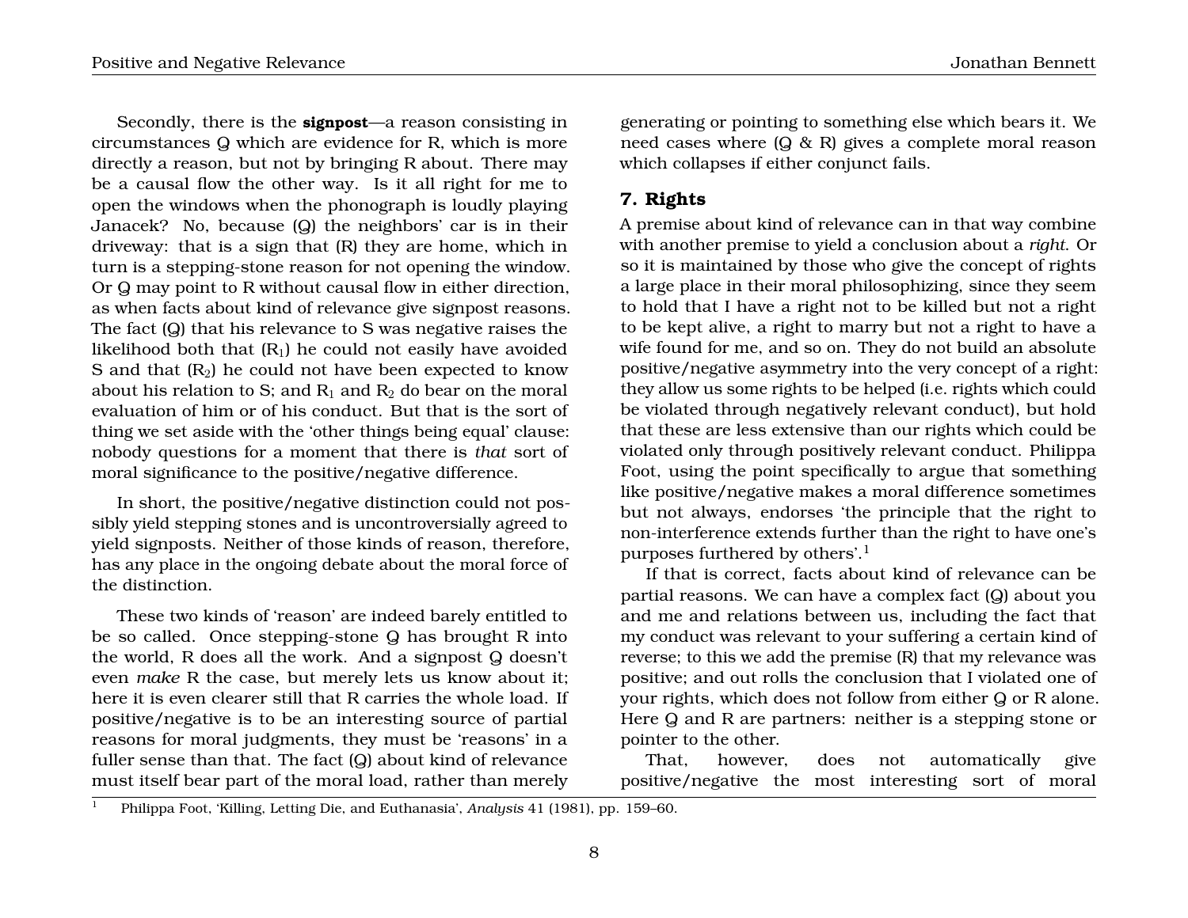Secondly, there is the **signpost**—a reason consisting in circumstances Q which are evidence for R, which is more directly a reason, but not by bringing R about. There may be a causal flow the other way. Is it all right for me to open the windows when the phonograph is loudly playing Janacek? No, because (Q) the neighbors' car is in their driveway: that is a sign that (R) they are home, which in turn is a stepping-stone reason for not opening the window. Or Q may point to R without causal flow in either direction, as when facts about kind of relevance give signpost reasons. The fact (Q) that his relevance to S was negative raises the likelihood both that ($R_1$) he could not easily have avoided S and that ($R_2$) he could not have been expected to know about his relation to S; and $R_1$ and $R_2$ do bear on the moral evaluation of him or of his conduct. But that is the sort of thing we set aside with the 'other things being equal' clause: nobody questions for a moment that there is *that* sort of moral significance to the positive/negative difference.

In short, the positive/negative distinction could not possibly yield stepping stones and is uncontroversially agreed to yield signposts. Neither of those kinds of reason, therefore, has any place in the ongoing debate about the moral force of the distinction.

These two kinds of 'reason' are indeed barely entitled to be so called. Once stepping-stone Q has brought R into the world, R does all the work. And a signpost Q doesn't even *make* R the case, but merely lets us know about it; here it is even clearer still that R carries the whole load. If positive/negative is to be an interesting source of partial reasons for moral judgments, they must be 'reasons' in a fuller sense than that. The fact (Q) about kind of relevance must itself bear part of the moral load, rather than merely generating or pointing to something else which bears it. We need cases where (Q & R) gives a complete moral reason which collapses if either conjunct fails.

## 7. Rights

A premise about kind of relevance can in that way combine with another premise to yield a conclusion about a *right*. Or so it is maintained by those who give the concept of rights a large place in their moral philosophizing, since they seem to hold that I have a right not to be killed but not a right to be kept alive, a right to marry but not a right to have a wife found for me, and so on. They do not build an absolute positive/negative asymmetry into the very concept of a right: they allow us some rights to be helped (i.e. rights which could be violated through negatively relevant conduct), but hold that these are less extensive than our rights which could be violated only through positively relevant conduct. Philippa Foot, using the point specifically to argue that something like positive/negative makes a moral difference sometimes but not always, endorses 'the principle that the right to non-interference extends further than the right to have one's purposes furthered by others'.[1]

If that is correct, facts about kind of relevance can be partial reasons. We can have a complex fact (Q) about you and me and relations between us, including the fact that my conduct was relevant to your suffering a certain kind of reverse; to this we add the premise (R) that my relevance was positive; and out rolls the conclusion that I violated one of your rights, which does not follow from either Q or R alone. Here Q and R are partners: neither is a stepping stone or pointer to the other.

That, however, does not automatically give positive/negative the most interesting sort of moral

[1] Philippa Foot, 'Killing, Letting Die, and Euthanasia', *Analysis* 41 (1981), pp. 159–60.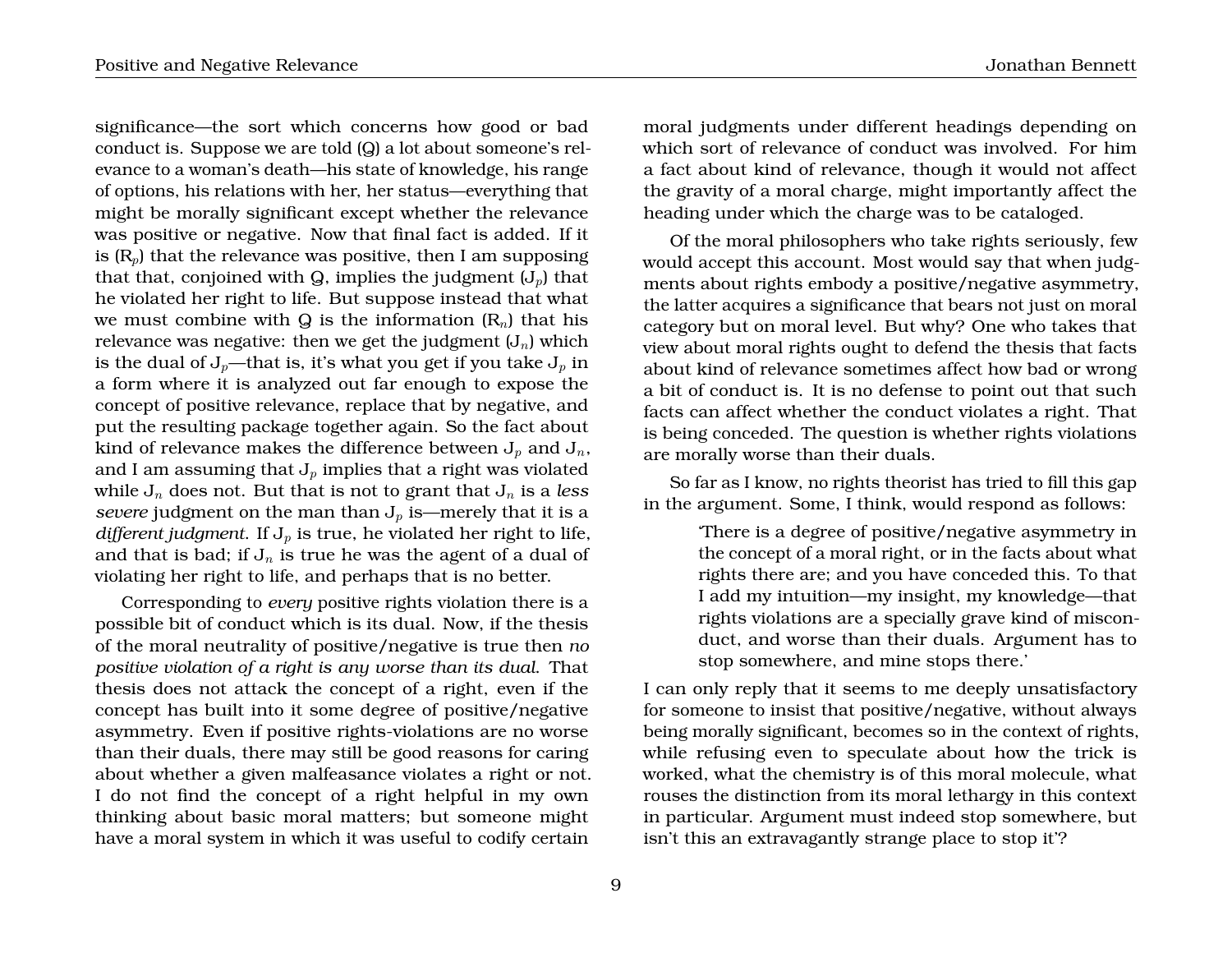significance—the sort which concerns how good or bad conduct is. Suppose we are told (Q) a lot about someone's relevance to a woman's death—his state of knowledge, his range of options, his relations with her, her status—everything that might be morally significant except whether the relevance was positive or negative. Now that final fact is added. If it is ($R_p$) that the relevance was positive, then I am supposing that that, conjoined with Q, implies the judgment ($J_p$) that he violated her right to life. But suppose instead that what we must combine with Q is the information ($R_n$) that his relevance was negative: then we get the judgment ($J_n$) which is the dual of $J_p$—that is, it's what you get if you take $J_p$ in a form where it is analyzed out far enough to expose the concept of positive relevance, replace that by negative, and put the resulting package together again. So the fact about kind of relevance makes the difference between $J_p$ and $J_n$, and I am assuming that $J_p$ implies that a right was violated while $J_n$ does not. But that is not to grant that $J_n$ is a *less severe* judgment on the man than $J_p$ is—merely that it is a *different judgment*. If $J_p$ is true, he violated her right to life, and that is bad; if $J_n$ is true he was the agent of a dual of violating her right to life, and perhaps that is no better.

Corresponding to *every* positive rights violation there is a possible bit of conduct which is its dual. Now, if the thesis of the moral neutrality of positive/negative is true then *no positive violation of a right is any worse than its dual*. That thesis does not attack the concept of a right, even if the concept has built into it some degree of positive/negative asymmetry. Even if positive rights-violations are no worse than their duals, there may still be good reasons for caring about whether a given malfeasance violates a right or not. I do not find the concept of a right helpful in my own thinking about basic moral matters; but someone might have a moral system in which it was useful to codify certain moral judgments under different headings depending on which sort of relevance of conduct was involved. For him a fact about kind of relevance, though it would not affect the gravity of a moral charge, might importantly affect the heading under which the charge was to be cataloged.

Of the moral philosophers who take rights seriously, few would accept this account. Most would say that when judgments about rights embody a positive/negative asymmetry, the latter acquires a significance that bears not just on moral category but on moral level. But why? One who takes that view about moral rights ought to defend the thesis that facts about kind of relevance sometimes affect how bad or wrong a bit of conduct is. It is no defense to point out that such facts can affect whether the conduct violates a right. That is being conceded. The question is whether rights violations are morally worse than their duals.

So far as I know, no rights theorist has tried to fill this gap in the argument. Some, I think, would respond as follows:

> 'There is a degree of positive/negative asymmetry in the concept of a moral right, or in the facts about what rights there are; and you have conceded this. To that I add my intuition—my insight, my knowledge—that rights violations are a specially grave kind of misconduct, and worse than their duals. Argument has to stop somewhere, and mine stops there.'

I can only reply that it seems to me deeply unsatisfactory for someone to insist that positive/negative, without always being morally significant, becomes so in the context of rights, while refusing even to speculate about how the trick is worked, what the chemistry is of this moral molecule, what rouses the distinction from its moral lethargy in this context in particular. Argument must indeed stop somewhere, but isn't this an extravagantly strange place to stop it'?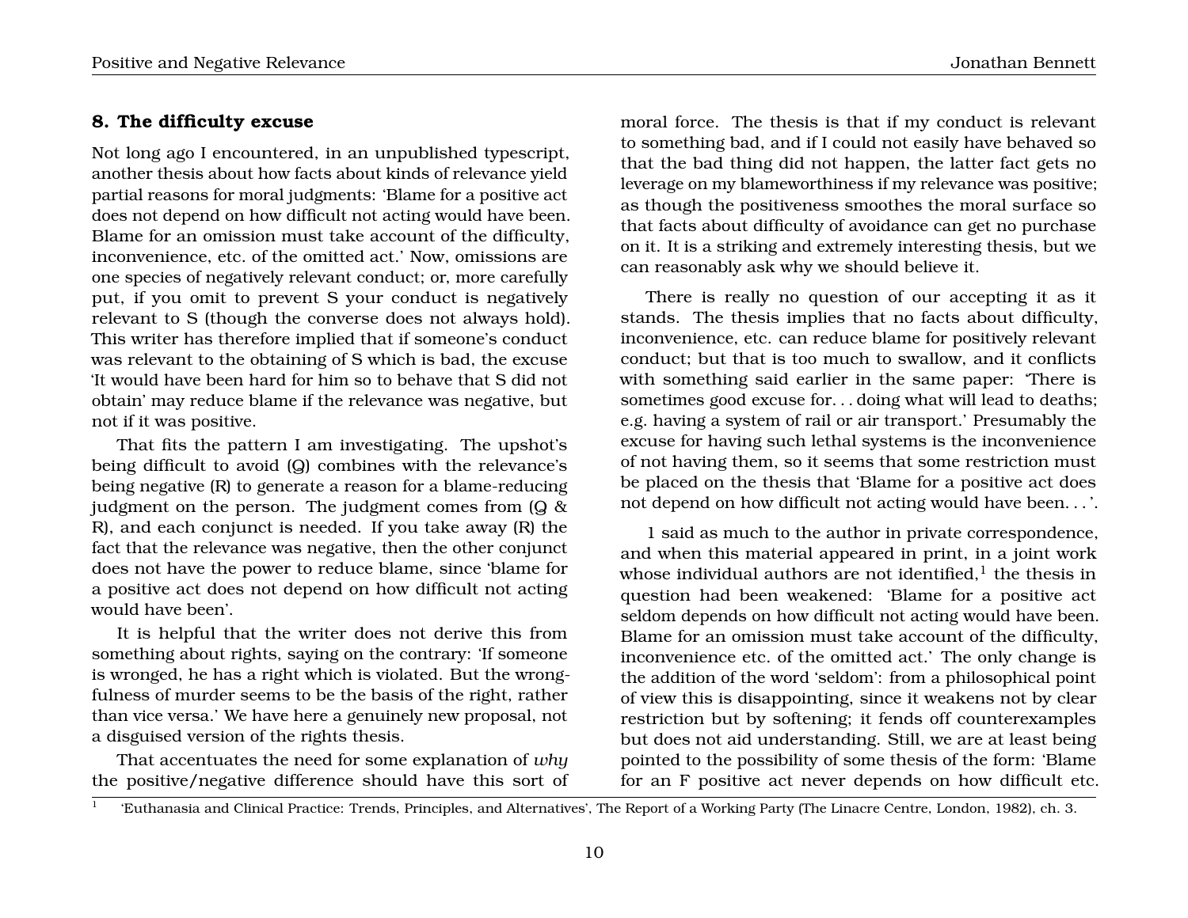## 8. The difficulty excuse

Not long ago I encountered, in an unpublished typescript, another thesis about how facts about kinds of relevance yield partial reasons for moral judgments: 'Blame for a positive act does not depend on how difficult not acting would have been. Blame for an omission must take account of the difficulty, inconvenience, etc. of the omitted act.' Now, omissions are one species of negatively relevant conduct; or, more carefully put, if you omit to prevent S your conduct is negatively relevant to S (though the converse does not always hold). This writer has therefore implied that if someone's conduct was relevant to the obtaining of S which is bad, the excuse 'It would have been hard for him so to behave that S did not obtain' may reduce blame if the relevance was negative, but not if it was positive.

That fits the pattern I am investigating. The upshot's being difficult to avoid (Q) combines with the relevance's being negative (R) to generate a reason for a blame-reducing judgment on the person. The judgment comes from (Q & R), and each conjunct is needed. If you take away (R) the fact that the relevance was negative, then the other conjunct does not have the power to reduce blame, since 'blame for a positive act does not depend on how difficult not acting would have been'.

It is helpful that the writer does not derive this from something about rights, saying on the contrary: 'If someone is wronged, he has a right which is violated. But the wrongfulness of murder seems to be the basis of the right, rather than vice versa.' We have here a genuinely new proposal, not a disguised version of the rights thesis.

That accentuates the need for some explanation of *why* the positive/negative difference should have this sort of moral force. The thesis is that if my conduct is relevant to something bad, and if I could not easily have behaved so that the bad thing did not happen, the latter fact gets no leverage on my blameworthiness if my relevance was positive; as though the positiveness smoothes the moral surface so that facts about difficulty of avoidance can get no purchase on it. It is a striking and extremely interesting thesis, but we can reasonably ask why we should believe it.

There is really no question of our accepting it as it stands. The thesis implies that no facts about difficulty, inconvenience, etc. can reduce blame for positively relevant conduct; but that is too much to swallow, and it conflicts with something said earlier in the same paper: 'There is sometimes good excuse for... doing what will lead to deaths; e.g. having a system of rail or air transport.' Presumably the excuse for having such lethal systems is the inconvenience of not having them, so it seems that some restriction must be placed on the thesis that 'Blame for a positive act does not depend on how difficult not acting would have been...'.

1 said as much to the author in private correspondence, and when this material appeared in print, in a joint work whose individual authors are not identified,[1] the thesis in question had been weakened: 'Blame for a positive act seldom depends on how difficult not acting would have been. Blame for an omission must take account of the difficulty, inconvenience etc. of the omitted act.' The only change is the addition of the word 'seldom': from a philosophical point of view this is disappointing, since it weakens not by clear restriction but by softening; it fends off counterexamples but does not aid understanding. Still, we are at least being pointed to the possibility of some thesis of the form: 'Blame for an F positive act never depends on how difficult etc.

[1] 'Euthanasia and Clinical Practice: Trends, Principles, and Alternatives', The Report of a Working Party (The Linacre Centre, London, 1982), ch. 3.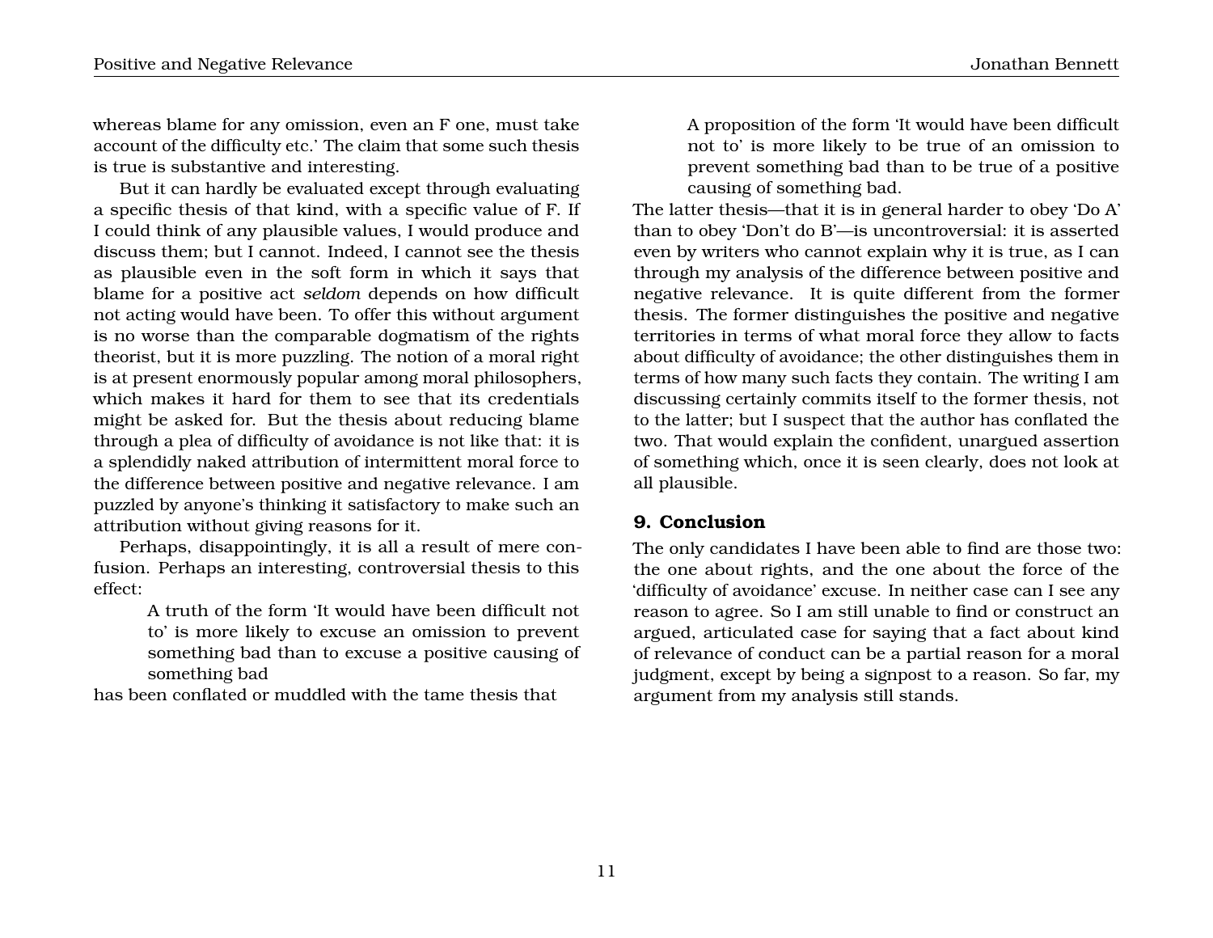whereas blame for any omission, even an F one, must take account of the difficulty etc.' The claim that some such thesis is true is substantive and interesting.

But it can hardly be evaluated except through evaluating a specific thesis of that kind, with a specific value of F. If I could think of any plausible values, I would produce and discuss them; but I cannot. Indeed, I cannot see the thesis as plausible even in the soft form in which it says that blame for a positive act *seldom* depends on how difficult not acting would have been. To offer this without argument is no worse than the comparable dogmatism of the rights theorist, but it is more puzzling. The notion of a moral right is at present enormously popular among moral philosophers, which makes it hard for them to see that its credentials might be asked for. But the thesis about reducing blame through a plea of difficulty of avoidance is not like that: it is a splendidly naked attribution of intermittent moral force to the difference between positive and negative relevance. I am puzzled by anyone's thinking it satisfactory to make such an attribution without giving reasons for it.

Perhaps, disappointingly, it is all a result of mere confusion. Perhaps an interesting, controversial thesis to this effect:

> A truth of the form 'It would have been difficult not to' is more likely to excuse an omission to prevent something bad than to excuse a positive causing of something bad

has been conflated or muddled with the tame thesis that

> A proposition of the form 'It would have been difficult not to' is more likely to be true of an omission to prevent something bad than to be true of a positive causing of something bad.

The latter thesis—that it is in general harder to obey 'Do A' than to obey 'Don't do B'—is uncontroversial: it is asserted even by writers who cannot explain why it is true, as I can through my analysis of the difference between positive and negative relevance. It is quite different from the former thesis. The former distinguishes the positive and negative territories in terms of what moral force they allow to facts about difficulty of avoidance; the other distinguishes them in terms of how many such facts they contain. The writing I am discussing certainly commits itself to the former thesis, not to the latter; but I suspect that the author has conflated the two. That would explain the confident, unargued assertion of something which, once it is seen clearly, does not look at all plausible.

## 9. Conclusion

The only candidates I have been able to find are those two: the one about rights, and the one about the force of the 'difficulty of avoidance' excuse. In neither case can I see any reason to agree. So I am still unable to find or construct an argued, articulated case for saying that a fact about kind of relevance of conduct can be a partial reason for a moral judgment, except by being a signpost to a reason. So far, my argument from my analysis still stands.